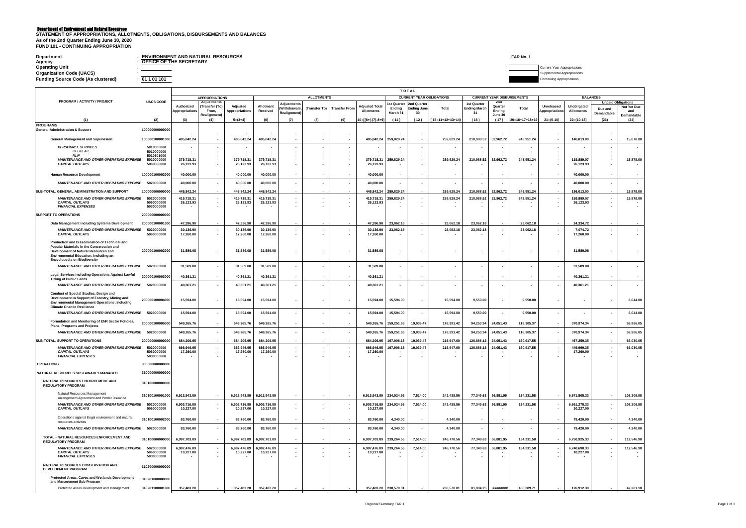**Department of Environment and Natural Resources**

**STATEMENT OF APPROPRIATIONS, ALLOTMENTS, OBLIGATIONS, DISBURSEMENTS AND BALANCES**

**As of the 2nd Quarter Ending June 30, 2020**

**FUND 101 - CONTINUING APPROPRIATION**

FAR No. 1

| | | |
|---|---|---|
| Department | : | ENVIRONMENT AND NATURAL RESOURCES |
| Agency | : | OFFICE OF THE SECRETARY |
| Operating Unit | : | |
| Organization Code (UACS) | : | |
| Funding Source Code (As clustered) | : | 01 1 01 101 |

Current Year Appropriations
Supplemental Appropriations
Continuing Appropriations

| PROGRAM / ACTIVITY / PROJECT | UACS CODE | APPROPRIATIONS | | | ALLOTMENTS | | | | | CURRENT YEAR OBLIGATIONS | | | CURRENT YEAR DISBURSEMENTS | | | BALANCES | | | |
|---|---|---|---|---|---|---|---|---|---|---|---|---|---|---|---|---|---|---|---|
| | | Authorized Appropriations | Adjustments (Transfer (To) From, Realignment) | Adjusted Appropriations | Allotment Received | Adjustments (Withdrawals, Realignment) | (Transfer To) | Transfer From | Adjusted Total Allotments | 1st Quarter Ending March 31 | 2nd Quarter Ending June 30 | Total | 1st Quarter Ending March 31 | 2nd Quarter Ending June 30 | Total | Unreleased Appropriations | Unobligated Allotments | Unpaid Obligations: Due and Demandable | Unpaid Obligations: Not Yet Due and Demandable |
| (1) | (2) | (3) | (4) | 5=(3+4) | (6) | (7) | (8) | (9) | 10=[{6+(-)7}-8+9] | (11) | (12) | (15=11+12+13+14) | (16) | (17) | 20=16+17+18+19 | 21=(5-10) | 22=(10-15) | (23) | (24) |
| **PROGRAMS** | | | | | | | | | | | | | | | | | | | |
| **General Administration & Support** | 100000000000000 | | | | | | | | | | | | | | | | | | |
| **General Management and Supervision** | 100000100001000 | 405,842.24 | - | 405,842.24 | 405,842.24 | - | - | - | 405,842.24 | 259,829.24 | - | 259,829.24 | 210,988.52 | 32,962.72 | 243,951.24 | - | 146,013.00 | - | 15,878.00 |
| *PERSONNEL SERVICES* | 5010000000 | - | - | - | - | - | - | - | - | - | - | - | - | - | - | - | - | - | - |
| *REGULAR* | 5010000000 | - | - | - | - | - | - | - | - | - | - | - | - | - | - | - | - | - | - |
| *RLIP* | 5010301000 | - | - | - | - | - | - | - | - | - | - | - | - | - | - | - | - | - | - |
| *MAINTENANCE AND OTHER OPERATING EXPENSE* | 5020000000 | 379,718.31 | - | 379,718.31 | 379,718.31 | - | - | - | 379,718.31 | 259,829.24 | - | 259,829.24 | 210,988.52 | 32,962.72 | 243,951.24 | - | 119,889.07 | - | 15,878.00 |
| *CAPITAL OUTLAYS* | 5060000000 | 26,123.93 | - | 26,123.93 | 26,123.93 | - | - | - | 26,123.93 | - | - | - | - | - | - | - | 26,123.93 | - | - |
| **Human Resource Development** | 100000100002000 | 40,000.00 | - | 40,000.00 | 40,000.00 | - | - | - | 40,000.00 | - | - | - | - | - | - | - | 40,000.00 | - | - |
| *MAINTENANCE AND OTHER OPERATING EXPENSE* | 5020000000 | 40,000.00 | - | 40,000.00 | 40,000.00 | - | - | - | 40,000.00 | - | - | - | - | - | - | - | 40,000.00 | - | - |
| **SUB-TOTAL, GENERAL ADMINISTRATION AND SUPPORT** | 100000000000000 | 445,842.24 | - | 445,842.24 | 445,842.24 | - | - | - | 445,842.24 | 259,829.24 | - | 259,829.24 | 210,988.52 | 32,962.72 | 243,951.24 | - | 186,013.00 | - | 15,878.00 |
| *MAINTENANCE AND OTHER OPERATING EXPENSE* | 5020000000 | 419,718.31 | - | 419,718.31 | 419,718.31 | - | - | - | 419,718.31 | 259,829.24 | - | 259,829.24 | 210,988.52 | 32,962.72 | 243,951.24 | - | 159,889.07 | - | 15,878.00 |
| *CAPITAL OUTLAYS* | 5060000000 | 26,123.93 | - | 26,123.93 | 26,123.93 | - | - | - | 26,123.93 | - | - | - | - | - | - | - | 26,123.93 | - | - |
| *FINANCIAL EXPENSES* | 5030000000 | - | - | - | - | - | - | - | - | - | - | - | - | - | - | - | - | - | - |
| **SUPPORT TO OPERATIONS** | 200000000000000 | | | | | | | | | | | | | | | | | | |
| **Data Management including Systems Development** | 200000100001000 | 47,396.90 | - | 47,396.90 | 47,396.90 | - | - | - | 47,396.90 | 23,062.18 | - | 23,062.18 | 23,062.18 | - | 23,062.18 | - | 24,334.72 | - | - |
| *MAINTENANCE AND OTHER OPERATING EXPENSE* | 5020000000 | 30,136.90 | - | 30,136.90 | 30,136.90 | - | - | - | 30,136.90 | 23,062.18 | - | 23,062.18 | 23,062.18 | - | 23,062.18 | - | 7,074.72 | - | - |
| *CAPITAL OUTLAYS* | 5060000000 | 17,260.00 | - | 17,260.00 | 17,260.00 | - | - | - | 17,260.00 | - | - | - | - | - | - | - | 17,260.00 | - | - |
| **Production and Dissemination of Technical and Popular Materials in the Conservation and Development of Natural Resources and Environmental Education, including an Encyclopedia on Biodiversity** | 200000100002000 | 31,589.08 | - | 31,589.08 | 31,589.08 | - | - | - | 31,589.08 | - | - | - | - | - | - | - | 31,589.08 | - | - |
| *MAINTENANCE AND OTHER OPERATING EXPENSE* | 5020000000 | 31,589.08 | - | 31,589.08 | 31,589.08 | - | - | - | 31,589.08 | - | - | - | - | - | - | - | 31,589.08 | - | - |
| **Legal Services including Operations Against Lawful Titling of Public Lands** | 200000100003000 | 40,361.21 | - | 40,361.21 | 40,361.21 | - | - | - | 40,361.21 | - | - | - | - | - | - | - | 40,361.21 | - | - |
| *MAINTENANCE AND OTHER OPERATING EXPENSE* | 5020000000 | 40,361.21 | - | 40,361.21 | 40,361.21 | - | - | - | 40,361.21 | - | - | - | - | - | - | - | 40,361.21 | - | - |
| **Conduct of Special Studies, Design and Development in Support of Forestry, Mining and Environmental Management Operations, Including Climate Change Resilience** | 200000100004000 | 15,594.00 | - | 15,594.00 | 15,594.00 | - | - | - | 15,594.00 | 15,594.00 | - | 15,594.00 | 9,550.00 | - | 9,550.00 | - | - | - | 6,044.00 |
| *MAINTENANCE AND OTHER OPERATING EXPENSE* | 5020000000 | 15,594.00 | - | 15,594.00 | 15,594.00 | - | - | - | 15,594.00 | 15,594.00 | - | 15,594.00 | 9,550.00 | - | 9,550.00 | - | - | - | 6,044.00 |
| **Formulation and Monitoring of ENR Sector Policies, Plans, Programs and Projects** | 200000100005000 | 549,265.76 | - | 549,265.76 | 549,265.76 | - | - | - | 549,265.76 | 159,251.95 | 19,039.47 | 178,291.42 | 94,253.94 | 24,051.43 | 118,305.37 | - | 370,974.34 | - | 59,986.05 |
| *MAINTENANCE AND OTHER OPERATING EXPENSE* | 5020000000 | 549,265.76 | - | 549,265.76 | 549,265.76 | - | - | - | 549,265.76 | 159,251.95 | 19,039.47 | 178,291.42 | 94,253.94 | 24,051.43 | 118,305.37 | - | 370,974.34 | - | 59,986.05 |
| **SUB-TOTAL, SUPPORT TO OPERATIONS** | 200000000000000 | 684,206.95 | - | 684,206.95 | 684,206.95 | - | - | - | 684,206.95 | 197,908.13 | 19,039.47 | 216,947.60 | 126,866.12 | 24,051.43 | 150,917.55 | - | 467,259.35 | - | 66,030.05 |
| *MAINTENANCE AND OTHER OPERATING EXPENSE* | 5020000000 | 666,946.95 | - | 666,946.95 | 666,946.95 | - | - | - | 666,946.95 | 197,908.13 | 19,039.47 | 216,947.60 | 126,866.12 | 24,051.43 | 150,917.55 | - | 449,999.35 | - | 66,030.05 |
| *CAPITAL OUTLAYS* | 5060000000 | 17,260.00 | - | 17,260.00 | 17,260.00 | - | - | - | 17,260.00 | - | - | - | - | - | - | - | 17,260.00 | - | - |
| *FINANCIAL EXPENSES* | 5030000000 | - | - | - | - | - | - | - | - | - | - | - | - | - | - | - | - | - | - |
| **OPERATIONS** | 300000000000000 | | | | | | | | | | | | | | | | | | |
| **NATURAL RESOURCES SUSTAINABLY MANAGED** | 310000000000000 | | | | | | | | | | | | | | | | | | |
| **NATURAL RESOURCES ENFORCEMENT AND REGULATORY PROGRAM** | 310100000000000 | | | | | | | | | | | | | | | | | | |
| Natural Resources Management Arrangement/Agreement and Permit Issuance | 310100100001000 | 6,913,943.89 | - | 6,913,943.89 | 6,913,943.89 | - | - | - | 6,913,943.89 | 234,924.56 | 7,514.00 | 242,438.56 | 77,349.63 | 56,881.95 | 134,231.58 | - | 6,671,505.33 | - | 108,206.98 |
| *MAINTENANCE AND OTHER OPERATING EXPENSE* | 5020000000 | 6,903,716.89 | - | 6,903,716.89 | 6,903,716.89 | - | - | - | 6,903,716.89 | 234,924.56 | 7,514.00 | 242,438.56 | 77,349.63 | 56,881.95 | 134,231.58 | - | 6,661,278.33 | - | 108,206.98 |
| *CAPITAL OUTLAYS* | 5060000000 | 10,227.00 | - | 10,227.00 | 10,227.00 | - | - | - | 10,227.00 | - | - | - | - | - | - | - | 10,227.00 | - | - |
| Operations against illegal environment and natural resources activities | 310100100002000 | 83,760.00 | - | 83,760.00 | 83,760.00 | - | - | - | 83,760.00 | 4,340.00 | - | 4,340.00 | - | - | - | - | 79,420.00 | - | 4,340.00 |
| *MAINTENANCE AND OTHER OPERATING EXPENSE* | 5020000000 | 83,760.00 | - | 83,760.00 | 83,760.00 | - | - | - | 83,760.00 | 4,340.00 | - | 4,340.00 | - | - | - | - | 79,420.00 | - | 4,340.00 |
| **TOTAL - NATURAL RESOURCES ENFORCEMENT AND REGULATORY PROGRAM** | 310100000000000 | 6,997,703.89 | - | 6,997,703.89 | 6,997,703.89 | - | - | - | 6,997,703.89 | 239,264.56 | 7,514.00 | 246,778.56 | 77,349.63 | 56,881.95 | 134,231.58 | - | 6,750,925.33 | - | 112,546.98 |
| *MAINTENANCE AND OTHER OPERATING EXPENSE* | 5020000000 | 6,987,476.89 | - | 6,987,476.89 | 6,987,476.89 | - | - | - | 6,987,476.89 | 239,264.56 | 7,514.00 | 246,778.56 | 77,349.63 | 56,881.95 | 134,231.58 | - | 6,740,698.33 | - | 112,546.98 |
| *CAPITAL OUTLAYS* | 5060000000 | 10,227.00 | - | 10,227.00 | 10,227.00 | - | - | - | 10,227.00 | - | - | - | - | - | - | - | 10,227.00 | - | - |
| *FINANCIAL EXPENSES* | 5030000000 | - | - | - | - | - | - | - | - | - | - | - | - | - | - | - | - | - | - |
| **NATURAL RESOURCES CONSERVATION AND DEVELOPMENT PROGRAM** | 310200000000000 | | | | | | | | | | | | | | | | | | |
| **Protected Areas, Caves and Wetlands Development and Management Sub-Program** | 310201000000000 | | | | | | | | | | | | | | | | | | |
| Protected Areas Development and Management | 310201100001000 | 357,483.20 | - | 357,483.20 | 357,483.20 | - | - | - | 357,483.20 | 230,570.81 | - | 230,570.81 | 81,994.25 | ######## | 188,289.71 | - | 126,912.39 | - | 42,281.10 |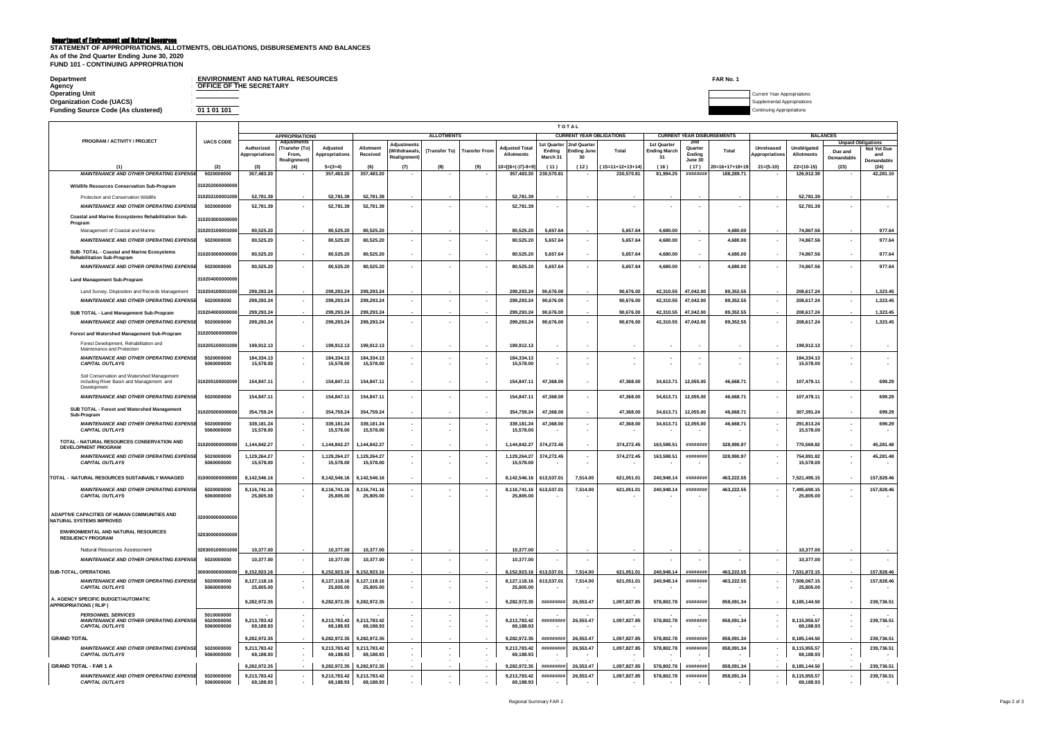Department of Environment and Natural Resources

**STATEMENT OF APPROPRIATIONS, ALLOTMENTS, OBLIGATIONS, DISBURSEMENTS AND BALANCES**

**As of the 2nd Quarter Ending June 30, 2020**

**FUND 101 - CONTINUING APPROPRIATION**

| | | |
|---|---|---|
| **Department** | : | **ENVIRONMENT AND NATURAL RESOURCES** |
| **Agency** | : | **OFFICE OF THE SECRETARY** |
| **Operating Unit** | : | |
| **Organization Code (UACS)** | : | |
| **Funding Source Code (As clustered)** | : | **01 1 01 101** |

**FAR No. 1**

Current Year Appropriations
Supplemental Appropriations
Continuing Appropriations

| PROGRAM / ACTIVITY / PROJECT | UACS CODE | APPROPRIATIONS | | | ALLOTMENTS | | | | | CURRENT YEAR OBLIGATIONS | | | CURRENT YEAR DISBURSEMENTS | | | BALANCES | | | |
|---|---|---|---|---|---|---|---|---|---|---|---|---|---|---|---|---|---|---|---|
| | | Authorized Appropriations | Adjustments (Transfer (To) From, Realignment) | Adjusted Appropriations | Allotment Received | Adjustments (Withdrawals, Realignment) | (Transfer To) | Transfer From | Adjusted Total Allotments | 1st Quarter Ending March 31 | 2nd Quarter Ending June 30 | Total | 1st Quarter Ending March 31 | 2nd Quarter Ending June 30 | Total | Unreleased Appropriations | Unobligated Allotments | Unpaid Obligations: Due and Demandable | Unpaid Obligations: Not Yet Due and Demandable |
| (1) | (2) | (3) | (4) | 5=(3+4) | (6) | (7) | (8) | (9) | 10=[{6+(-)7}-8+9] | (11) | (12) | (15=11+12+13+14) | (16) | (17) | 20=16+17+18+19 | 21=(5-10) | 22=(10-15) | (23) | (24) |
| *MAINTENANCE AND OTHER OPERATING EXPENSE* | 5020000000 | 357,483.20 | - | 357,483.20 | 357,483.20 | - | - | - | 357,483.20 | 230,570.81 | - | 230,570.81 | 81,994.25 | ######## | 188,289.71 | - | 126,912.39 | - | 42,281.10 |
| **Wildlife Resources Conservation Sub-Program** | 310202000000000 | | | | | | | | | | | | | | | | | | |
| Protection and Conservation Wildlife | 310202100001000 | 52,781.39 | - | 52,781.39 | 52,781.39 | - | - | - | 52,781.39 | - | - | - | - | - | - | - | 52,781.39 | - | - |
| *MAINTENANCE AND OTHER OPERATING EXPENSE* | 5020000000 | 52,781.39 | - | 52,781.39 | 52,781.39 | - | - | - | 52,781.39 | - | - | - | - | - | - | - | 52,781.39 | - | - |
| **Coastal and Marine Ecosystems Rehabilitation Sub-Program** | 310203000000000 | | | | | | | | | | | | | | | | | | |
| Management of Coastal and Marine | 310203100001000 | 80,525.20 | - | 80,525.20 | 80,525.20 | - | - | - | 80,525.20 | 5,657.64 | - | 5,657.64 | 4,680.00 | - | 4,680.00 | - | 74,867.56 | - | 977.64 |
| *MAINTENANCE AND OTHER OPERATING EXPENSE* | 5020000000 | 80,525.20 | - | 80,525.20 | 80,525.20 | - | - | - | 80,525.20 | 5,657.64 | - | 5,657.64 | 4,680.00 | - | 4,680.00 | - | 74,867.56 | - | 977.64 |
| **SUB- TOTAL - Coastal and Marine Ecosystems Rehabilitation Sub-Program** | 310203000000000 | 80,525.20 | - | 80,525.20 | 80,525.20 | - | - | - | 80,525.20 | 5,657.64 | - | 5,657.64 | 4,680.00 | - | 4,680.00 | - | 74,867.56 | - | 977.64 |
| *MAINTENANCE AND OTHER OPERATING EXPENSE* | 5020000000 | 80,525.20 | - | 80,525.20 | 80,525.20 | - | - | - | 80,525.20 | 5,657.64 | - | 5,657.64 | 4,680.00 | - | 4,680.00 | - | 74,867.56 | - | 977.64 |
| **Land Management Sub-Program** | 310204000000000 | | | | | | | | | | | | | | | | | | |
| Land Survey, Disposition and Records Management | 310204100001000 | 299,293.24 | - | 299,293.24 | 299,293.24 | - | - | - | 299,293.24 | 90,676.00 | - | 90,676.00 | 42,310.55 | 47,042.00 | 89,352.55 | - | 208,617.24 | - | 1,323.45 |
| *MAINTENANCE AND OTHER OPERATING EXPENSE* | 5020000000 | 299,293.24 | - | 299,293.24 | 299,293.24 | - | - | - | 299,293.24 | 90,676.00 | - | 90,676.00 | 42,310.55 | 47,042.00 | 89,352.55 | - | 208,617.24 | - | 1,323.45 |
| **SUB TOTAL - Land Management Sub-Program** | 310204000000000 | 299,293.24 | - | 299,293.24 | 299,293.24 | - | - | - | 299,293.24 | 90,676.00 | - | 90,676.00 | 42,310.55 | 47,042.00 | 89,352.55 | - | 208,617.24 | - | 1,323.45 |
| *MAINTENANCE AND OTHER OPERATING EXPENSE* | 5020000000 | 299,293.24 | - | 299,293.24 | 299,293.24 | - | - | - | 299,293.24 | 90,676.00 | - | 90,676.00 | 42,310.55 | 47,042.00 | 89,352.55 | - | 208,617.24 | - | 1,323.45 |
| **Forest and Watershed Management Sub-Program** | 310205000000000 | | | | | | | | | | | | | | | | | | |
| Forest Development, Rehabilitation and Maintenance and Protection | 310205100001000 | 199,912.13 | - | 199,912.13 | 199,912.13 | - | - | - | 199,912.13 | - | - | - | - | - | - | - | 199,912.13 | - | - |
| *MAINTENANCE AND OTHER OPERATING EXPENSE* | 5020000000 | 184,334.13 | - | 184,334.13 | 184,334.13 | - | - | - | 184,334.13 | - | - | - | - | - | - | - | 184,334.13 | - | - |
| *CAPITAL OUTLAYS* | 5060000000 | 15,578.00 | - | 15,578.00 | 15,578.00 | - | - | - | 15,578.00 | - | - | - | - | - | - | - | 15,578.00 | - | - |
| Soil Conservation and Watershed Management including River Basin and Management and Development | 310205100002000 | 154,847.11 | - | 154,847.11 | 154,847.11 | - | - | - | 154,847.11 | 47,368.00 | - | 47,368.00 | 34,613.71 | 12,055.00 | 46,668.71 | - | 107,479.11 | - | 699.29 |
| *MAINTENANCE AND OTHER OPERATING EXPENSE* | 5020000000 | 154,847.11 | - | 154,847.11 | 154,847.11 | - | - | - | 154,847.11 | 47,368.00 | - | 47,368.00 | 34,613.71 | 12,055.00 | 46,668.71 | - | 107,479.11 | - | 699.29 |
| **SUB TOTAL - Forest and Watershed Management Sub-Program** | 310205000000000 | 354,759.24 | - | 354,759.24 | 354,759.24 | - | - | - | 354,759.24 | 47,368.00 | - | 47,368.00 | 34,613.71 | 12,055.00 | 46,668.71 | - | 307,391.24 | - | 699.29 |
| *MAINTENANCE AND OTHER OPERATING EXPENSE* | 5020000000 | 339,181.24 | - | 339,181.24 | 339,181.24 | - | - | - | 339,181.24 | 47,368.00 | - | 47,368.00 | 34,613.71 | 12,055.00 | 46,668.71 | - | 291,813.24 | - | 699.29 |
| *CAPITAL OUTLAYS* | 5060000000 | 15,578.00 | - | 15,578.00 | 15,578.00 | - | - | - | 15,578.00 | - | - | - | - | - | - | - | 15,578.00 | - | - |
| **TOTAL - NATURAL RESOURCES CONSERVATION AND DEVELOPMENT PROGRAM** | 310200000000000 | 1,144,842.27 | - | 1,144,842.27 | 1,144,842.27 | - | - | - | 1,144,842.27 | 374,272.45 | - | 374,272.45 | 163,598.51 | ######## | 328,990.97 | - | 770,569.82 | - | 45,281.48 |
| *MAINTENANCE AND OTHER OPERATING EXPENSE* | 5020000000 | 1,129,264.27 | - | 1,129,264.27 | 1,129,264.27 | - | - | - | 1,129,264.27 | 374,272.45 | - | 374,272.45 | 163,598.51 | ######## | 328,990.97 | - | 754,991.82 | - | 45,281.48 |
| *CAPITAL OUTLAYS* | 5060000000 | 15,578.00 | - | 15,578.00 | 15,578.00 | - | - | - | 15,578.00 | - | - | - | - | - | - | - | 15,578.00 | - | - |
| **TOTAL - NATURAL RESOURCES SUSTAINABLY MANAGED** | 310000000000000 | 8,142,546.16 | - | 8,142,546.16 | 8,142,546.16 | - | - | - | 8,142,546.16 | 613,537.01 | 7,514.00 | 621,051.01 | 240,948.14 | ######## | 463,222.55 | - | 7,521,495.15 | - | 157,828.46 |
| *MAINTENANCE AND OTHER OPERATING EXPENSE* | 5020000000 | 8,116,741.16 | - | 8,116,741.16 | 8,116,741.16 | - | - | - | 8,116,741.16 | 613,537.01 | 7,514.00 | 621,051.01 | 240,948.14 | ######## | 463,222.55 | - | 7,495,690.15 | - | 157,828.46 |
| *CAPITAL OUTLAYS* | 5060000000 | 25,805.00 | - | 25,805.00 | 25,805.00 | - | - | - | 25,805.00 | - | - | - | - | - | - | - | 25,805.00 | - | - |
| **ADAPTIVE CAPACITIES OF HUMAN COMMUNITIES AND NATURAL SYSTEMS IMPROVED** | 320000000000000 | | | | | | | | | | | | | | | | | | |
| **ENVIRONMENTAL AND NATURAL RESOURCES RESILIENCY PROGRAM** | 320300000000000 | | | | | | | | | | | | | | | | | | |
| Natural Resources Assessment | 320300100001000 | 10,377.00 | - | 10,377.00 | 10,377.00 | - | - | - | 10,377.00 | - | - | - | - | - | - | - | 10,377.00 | - | - |
| *MAINTENANCE AND OTHER OPERATING EXPENSE* | 5020000000 | 10,377.00 | - | 10,377.00 | 10,377.00 | - | - | - | 10,377.00 | - | - | - | - | - | - | - | 10,377.00 | - | - |
| **SUB-TOTAL, OPERATIONS** | 300000000000000 | 8,152,923.16 | - | 8,152,923.16 | 8,152,923.16 | - | - | - | 8,152,923.16 | 613,537.01 | 7,514.00 | 621,051.01 | 240,948.14 | ######## | 463,222.55 | - | 7,531,872.15 | - | 157,828.46 |
| *MAINTENANCE AND OTHER OPERATING EXPENSE* | 5020000000 | 8,127,118.16 | - | 8,127,118.16 | 8,127,118.16 | - | - | - | 8,127,118.16 | 613,537.01 | 7,514.00 | 621,051.01 | 240,948.14 | ######## | 463,222.55 | - | 7,506,067.15 | - | 157,828.46 |
| *CAPITAL OUTLAYS* | 5060000000 | 25,805.00 | - | 25,805.00 | 25,805.00 | - | - | - | 25,805.00 | - | - | - | - | - | - | - | 25,805.00 | - | - |
| **A. AGENCY SPECIFIC BUDGET/AUTOMATIC APPROPRIATIONS ( RLIP )** | | 9,282,972.35 | - | 9,282,972.35 | 9,282,972.35 | - | - | - | 9,282,972.35 | ######### | 26,553.47 | 1,097,827.85 | 578,802.78 | ######## | 858,091.34 | - | 8,185,144.50 | - | 239,736.51 |
| *PERSONNEL SERVICES* | 5010000000 | - | - | - | - | - | - | - | - | - | - | - | - | - | - | - | - | - | - |
| *MAINTENANCE AND OTHER OPERATING EXPENSE* | 5020000000 | 9,213,783.42 | - | 9,213,783.42 | 9,213,783.42 | - | - | - | 9,213,783.42 | ######### | 26,553.47 | 1,097,827.85 | 578,802.78 | ######## | 858,091.34 | - | 8,115,955.57 | - | 239,736.51 |
| *CAPITAL OUTLAYS* | 5060000000 | 69,188.93 | - | 69,188.93 | 69,188.93 | - | - | - | 69,188.93 | - | - | - | - | - | - | - | 69,188.93 | - | - |
| **GRAND TOTAL** | | 9,282,972.35 | - | 9,282,972.35 | 9,282,972.35 | - | - | - | 9,282,972.35 | ######### | 26,553.47 | 1,097,827.85 | 578,802.78 | ######## | 858,091.34 | - | 8,185,144.50 | - | 239,736.51 |
| *MAINTENANCE AND OTHER OPERATING EXPENSE* | 5020000000 | 9,213,783.42 | - | 9,213,783.42 | 9,213,783.42 | - | - | - | 9,213,783.42 | ######### | 26,553.47 | 1,097,827.85 | 578,802.78 | ######## | 858,091.34 | - | 8,115,955.57 | - | 239,736.51 |
| *CAPITAL OUTLAYS* | 5060000000 | 69,188.93 | - | 69,188.93 | 69,188.93 | - | - | - | 69,188.93 | - | - | - | - | - | - | - | 69,188.93 | - | - |
| **GRAND TOTAL - FAR 1 A** | | 9,282,972.35 | - | 9,282,972.35 | 9,282,972.35 | - | - | - | 9,282,972.35 | ######### | 26,553.47 | 1,097,827.85 | 578,802.78 | ######## | 858,091.34 | - | 8,185,144.50 | - | 239,736.51 |
| *MAINTENANCE AND OTHER OPERATING EXPENSE* | 5020000000 | 9,213,783.42 | - | 9,213,783.42 | 9,213,783.42 | - | - | - | 9,213,783.42 | ######### | 26,553.47 | 1,097,827.85 | 578,802.78 | ######## | 858,091.34 | - | 8,115,955.57 | - | 239,736.51 |
| *CAPITAL OUTLAYS* | 5060000000 | 69,188.93 | - | 69,188.93 | 69,188.93 | - | - | - | 69,188.93 | - | - | - | - | - | - | - | 69,188.93 | - | - |

Regional Summary FAR 1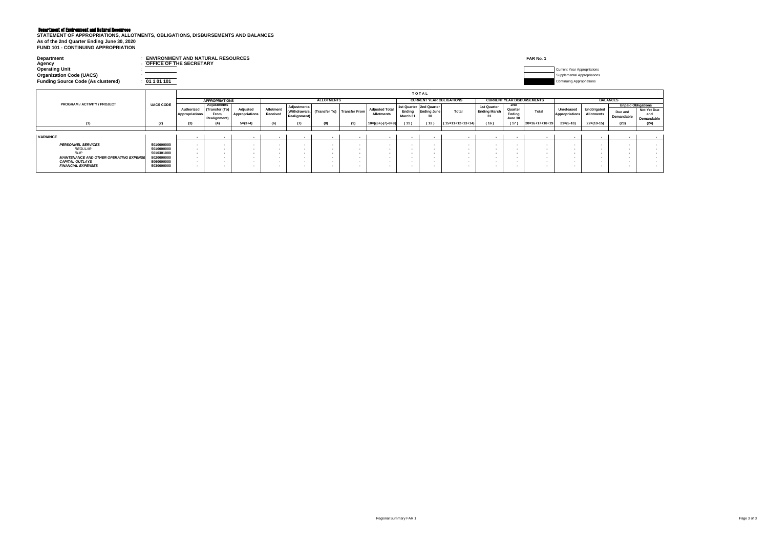Department of Environment and Natural Resources
**STATEMENT OF APPROPRIATIONS, ALLOTMENTS, OBLIGATIONS, DISBURSEMENTS AND BALANCES**
**As of the 2nd Quarter Ending June 30, 2020**
**FUND 101 - CONTINUING APPROPRIATION**

**Department** : **ENVIRONMENT AND NATURAL RESOURCES**
**Agency** : **OFFICE OF THE SECRETARY**
**Operating Unit** :
**Organization Code (UACS)** :
**Funding Source Code (As clustered)** : **01 1 01 101**

**FAR No. 1**

Current Year Appropriations
Supplemental Appropriations
Continuing Appropriations

| PROGRAM / ACTIVITY / PROJECT | UACS CODE | TOTAL | | | | | | | | | | | | | | | | | | | |
|---|---|---|---|---|---|---|---|---|---|---|---|---|---|---|---|---|---|---|---|---|---|
| | | APPROPRIATIONS | | | ALLOTMENTS | | | | | CURRENT YEAR OBLIGATIONS | | | CURRENT YEAR DISBURSEMENTS | | | BALANCES | | | |
| | | Authorized Appropriations | Adjustments (Transfer (To) From, Realignment) | Adjusted Appropriations | Allotment Received | Adjustments (Withdrawals, Realignment) | (Transfer To) | Transfer From | Adjusted Total Allotments | 1st Quarter Ending March 31 | 2nd Quarter Ending June 30 | Total | 1st Quarter Ending March 31 | 2nd Quarter Ending June 30 | Total | Unreleased Appropriations | Unobligated Allotments | Unpaid Obligations | |
| | | | | | | | | | | | | | | | | | | Due and Demandable | Not Yet Due and Demandable |
| (1) | (2) | (3) | (4) | 5=(3+4) | (6) | (7) | (8) | (9) | 10=[{6+(-)7}-8+9] | (11) | (12) | (15=11+12+13+14) | (16) | (17) | 20=16+17+18+19 | 21=(5-10) | 22=(10-15) | (23) | (24) |
| **VARIANCE** | | - | - | - | - | - | - | - | - | - | - | - | - | - | - | - | - | - | - |
| *PERSONNEL SERVICES* | 5010000000 | - | - | - | - | - | - | - | - | - | - | - | - | - | - | - | - | - | - |
| *REGULAR* | 5010000000 | - | - | - | - | - | - | - | - | - | - | - | - | - | - | - | - | - | - |
| *RLIP* | 5010301000 | - | - | - | - | - | - | - | - | - | - | - | - | - | - | - | - | - | - |
| *MAINTENANCE AND OTHER OPERATING EXPENSE* | 5020000000 | - | - | - | - | - | - | - | - | - | - | - | - | - | - | - | - | - | - |
| *CAPITAL OUTLAYS* | 5060000000 | - | - | - | - | - | - | - | - | - | - | - | - | - | - | - | - | - | - |
| *FINANCIAL EXPENSES* | 5030000000 | - | - | - | - | - | - | - | - | - | - | - | - | - | - | - | - | - | - |

Regional Summary FAR 1